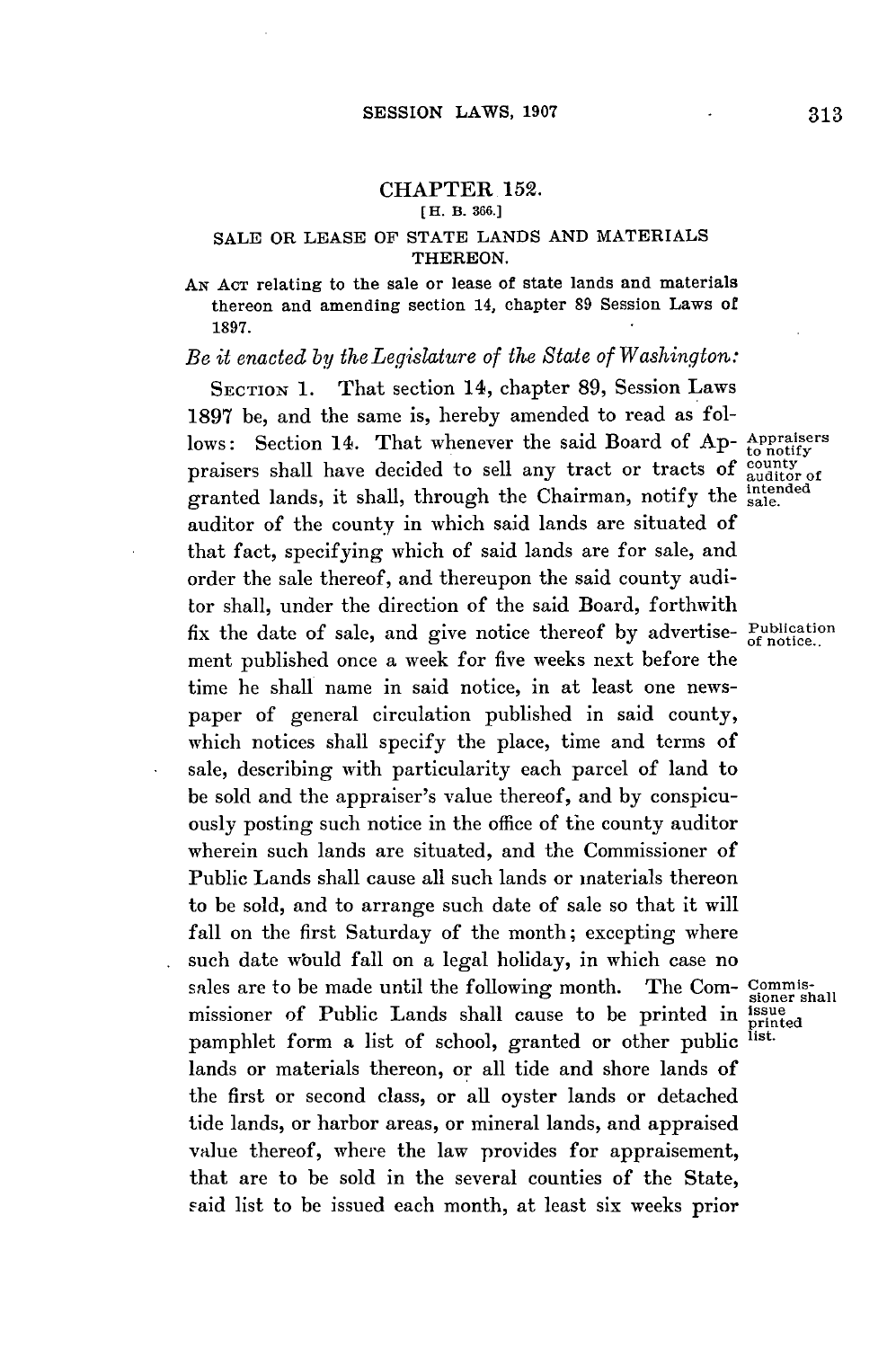## CHAPTER 152.

[H. B. 366.]

### SALE OR LEASE OF STATE LANDS AND MATERIALS THEREON.

AN ACT relating to the sale or lease of state lands and materials thereon and amending section 14, chapter 89 Session Laws of 1897.

*Be it enacted by the Legislature of the State of Washington:*

SECTION 1. That section 14, chapter 89, Session Laws 1897 be, and the same is, hereby amended to read as follows: Section 14. That whenever the said Board of Appraisers shall have decided to sell any tract or tracts of granted lands, it shall, through the Chairman, notify the auditor of the county in which said lands are situated of that fact, specifying which of said lands are for sale, and order the sale thereof, and thereupon the said county auditor shall, under the direction of the said Board, forthwith fix the date of sale, and give notice thereof by advertisement published once a week for five weeks next before the time he shall name in said notice, in at least one newspaper of general circulation published in said county, which notices shall specify the place, time and terms of sale, describing with particularity each parcel of land to be sold and the appraiser's value thereof, and by conspicuously posting such notice in the office of the county auditor wherein such lands are situated, and the Commissioner of Public Lands shall cause all such lands or materials thereon to be sold, and to arrange such date of sale so that it will fall on the first Saturday of the month; excepting where such date would fall on a legal holiday, in which case no sales are to be made until the following month. The Commissioner of Public Lands shall cause to be printed in pamphlet form a list of school, granted or other public lands or materials thereon, or all tide and shore lands of the first or second class, or all oyster lands or detached tide lands, or harbor areas, or mineral lands, and appraised value thereof, where the law provides for appraisement, that are to be sold in the several counties of the State, said list to be issued each month, at least six weeks prior

Appraisers to notify county auditor of intended sale.

Publication of notice..

Commissioner shall issue printed list.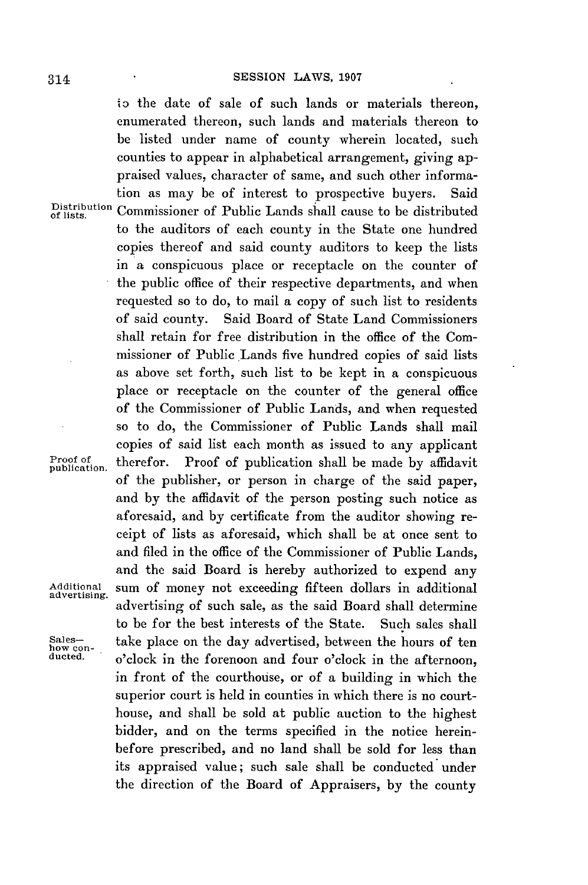to the date of sale of such lands or materials thereon, enumerated thereon, such lands and materials thereon to be listed under name of county wherein located, such counties to appear in alphabetical arrangement, giving appraised values, character of same, and such other information as may be of interest to prospective buyers. Said Commissioner of Public Lands shall cause to be distributed to the auditors of each county in the State one hundred copies thereof and said county auditors to keep the lists in a conspicuous place or receptacle on the counter of the public office of their respective departments, and when requested so to do, to mail a copy of such list to residents of said county. Said Board of State Land Commissioners shall retain for free distribution in the office of the Commissioner of Public Lands five hundred copies of said lists as above set forth, such list to be kept in a conspicuous place or receptacle on the counter of the general office of the Commissioner of Public Lands, and when requested so to do, the Commissioner of Public Lands shall mail copies of said list each month as issued to any applicant therefor. Proof of publication shall be made by affidavit of the publisher, or person in charge of the said paper, and by the affidavit of the person posting such notice as aforesaid, and by certificate from the auditor showing receipt of lists as aforesaid, which shall be at once sent to and filed in the office of the Commissioner of Public Lands, and the said Board is hereby authorized to expend any sum of money not exceeding fifteen dollars in additional advertising of such sale, as the said Board shall determine to be for the best interests of the State. Such sales shall take place on the day advertised, between the hours of ten o'clock in the forenoon and four o'clock in the afternoon, in front of the courthouse, or of a building in which the superior court is held in counties in which there is no courthouse, and shall be sold at public auction to the highest bidder, and on the terms specified in the notice hereinbefore prescribed, and no land shall be sold for less than its appraised value; such sale shall be conducted under the direction of the Board of Appraisers, by the county

*Distribution of lists.*

*Proof of publication.*

*Additional advertising.*

*Sales—how conducted.*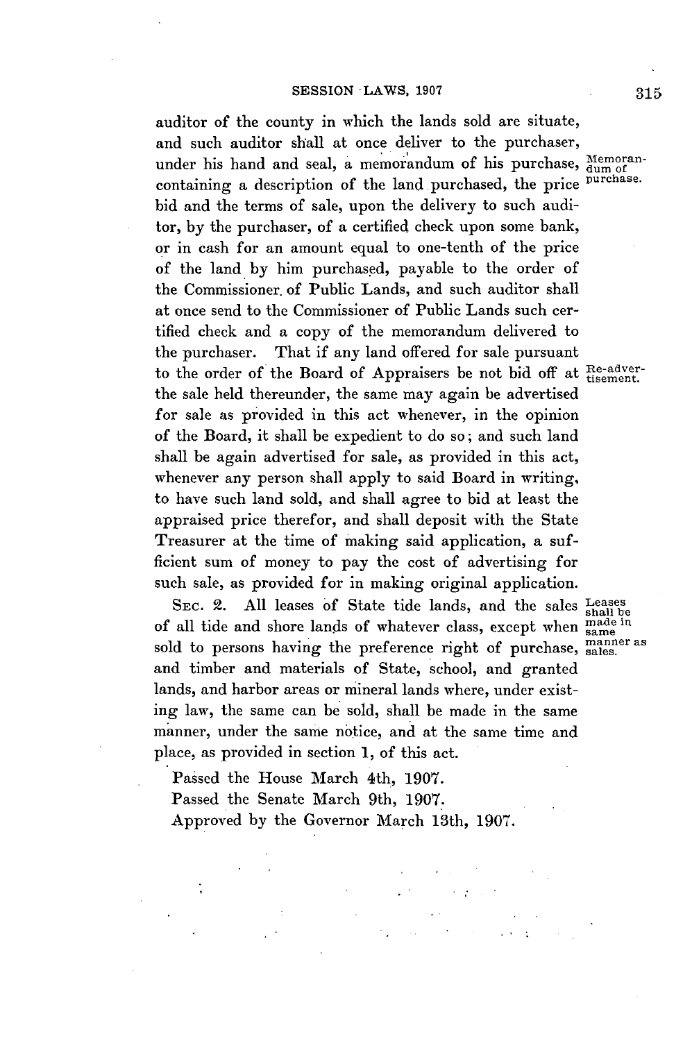auditor of the county in which the lands sold are situate, and such auditor shall at once deliver to the purchaser, under his hand and seal, a memorandum of his purchase, containing a description of the land purchased, the price bid and the terms of sale, upon the delivery to such auditor, by the purchaser, of a certified check upon some bank, or in cash for an amount equal to one-tenth of the price of the land by him purchased, payable to the order of the Commissioner of Public Lands, and such auditor shall at once send to the Commissioner of Public Lands such certified check and a copy of the memorandum delivered to the purchaser. That if any land offered for sale pursuant to the order of the Board of Appraisers be not bid off at the sale held thereunder, the same may again be advertised for sale as provided in this act whenever, in the opinion of the Board, it shall be expedient to do so; and such land shall be again advertised for sale, as provided in this act, whenever any person shall apply to said Board in writing, to have such land sold, and shall agree to bid at least the appraised price therefor, and shall deposit with the State Treasurer at the time of making said application, a sufficient sum of money to pay the cost of advertising for such sale, as provided for in making original application.

Memorandum of purchase.

Re-advertisement.

SEC. 2. All leases of State tide lands, and the sales of all tide and shore lands of whatever class, except when sold to persons having the preference right of purchase, and timber and materials of State, school, and granted lands, and harbor areas or mineral lands where, under existing law, the same can be sold, shall be made in the same manner, under the same notice, and at the same time and place, as provided in section 1, of this act.

Leases shall be made in same manner as sales.

Passed the House March 4th, 1907.

Passed the Senate March 9th, 1907.

Approved by the Governor March 13th, 1907.